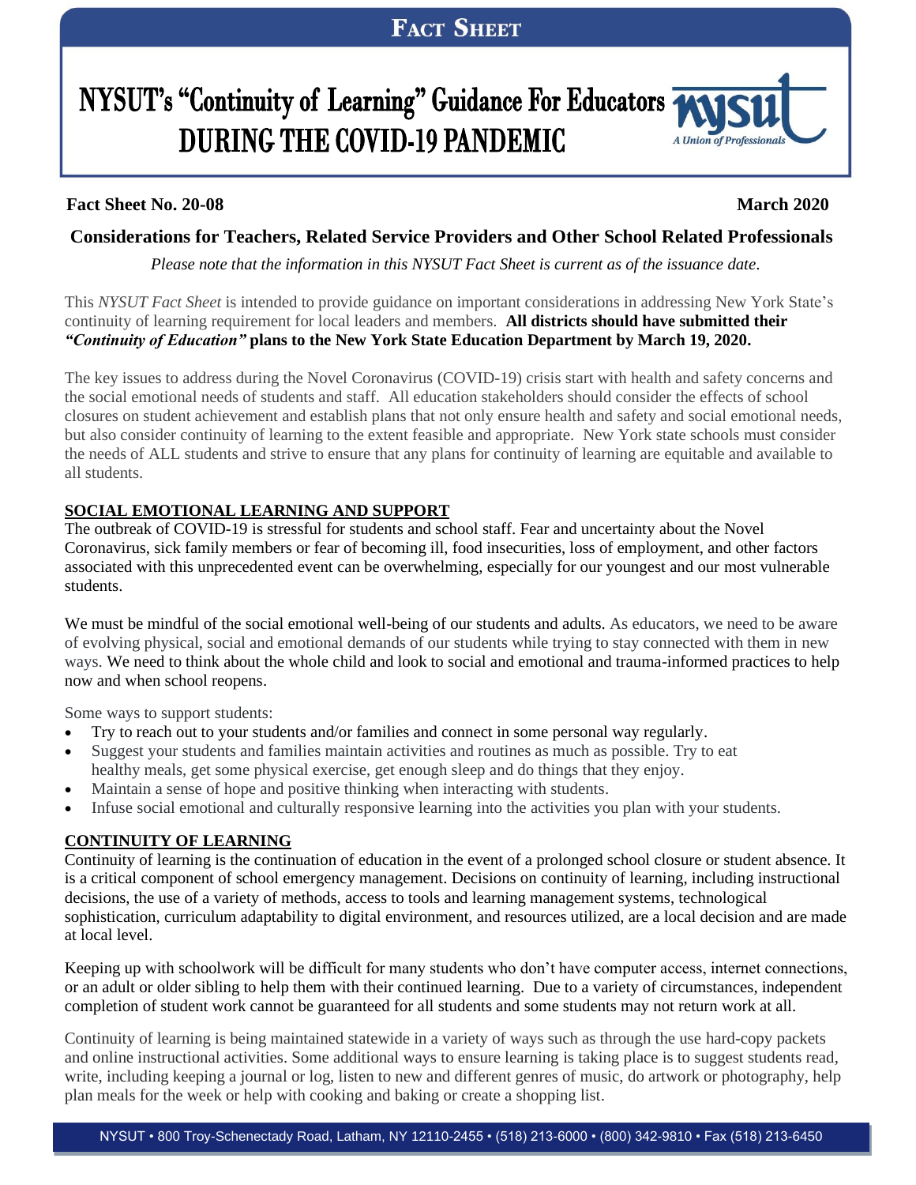**Fact Sheet**

# NYSUT's "Continuity of Learning" Guidance For Educators DURING THE COVID-19 PANDEMIC

**Fact Sheet No. 20-08** **March 2020**

## Considerations for Teachers, Related Service Providers and Other School Related Professionals

*Please note that the information in this NYSUT Fact Sheet is current as of the issuance date.*

This *NYSUT Fact Sheet* is intended to provide guidance on important considerations in addressing New York State's continuity of learning requirement for local leaders and members. **All districts should have submitted their *"Continuity of Education"* plans to the New York State Education Department by March 19, 2020.**

The key issues to address during the Novel Coronavirus (COVID-19) crisis start with health and safety concerns and the social emotional needs of students and staff. All education stakeholders should consider the effects of school closures on student achievement and establish plans that not only ensure health and safety and social emotional needs, but also consider continuity of learning to the extent feasible and appropriate. New York state schools must consider the needs of ALL students and strive to ensure that any plans for continuity of learning are equitable and available to all students.

### SOCIAL EMOTIONAL LEARNING AND SUPPORT

The outbreak of COVID-19 is stressful for students and school staff. Fear and uncertainty about the Novel Coronavirus, sick family members or fear of becoming ill, food insecurities, loss of employment, and other factors associated with this unprecedented event can be overwhelming, especially for our youngest and our most vulnerable students.

We must be mindful of the social emotional well-being of our students and adults. As educators, we need to be aware of evolving physical, social and emotional demands of our students while trying to stay connected with them in new ways. We need to think about the whole child and look to social and emotional and trauma-informed practices to help now and when school reopens.

Some ways to support students:

- Try to reach out to your students and/or families and connect in some personal way regularly.
- Suggest your students and families maintain activities and routines as much as possible. Try to eat healthy meals, get some physical exercise, get enough sleep and do things that they enjoy.
- Maintain a sense of hope and positive thinking when interacting with students.
- Infuse social emotional and culturally responsive learning into the activities you plan with your students.

### CONTINUITY OF LEARNING

Continuity of learning is the continuation of education in the event of a prolonged school closure or student absence. It is a critical component of school emergency management. Decisions on continuity of learning, including instructional decisions, the use of a variety of methods, access to tools and learning management systems, technological sophistication, curriculum adaptability to digital environment, and resources utilized, are a local decision and are made at local level.

Keeping up with schoolwork will be difficult for many students who don't have computer access, internet connections, or an adult or older sibling to help them with their continued learning. Due to a variety of circumstances, independent completion of student work cannot be guaranteed for all students and some students may not return work at all.

Continuity of learning is being maintained statewide in a variety of ways such as through the use hard-copy packets and online instructional activities. Some additional ways to ensure learning is taking place is to suggest students read, write, including keeping a journal or log, listen to new and different genres of music, do artwork or photography, help plan meals for the week or help with cooking and baking or create a shopping list.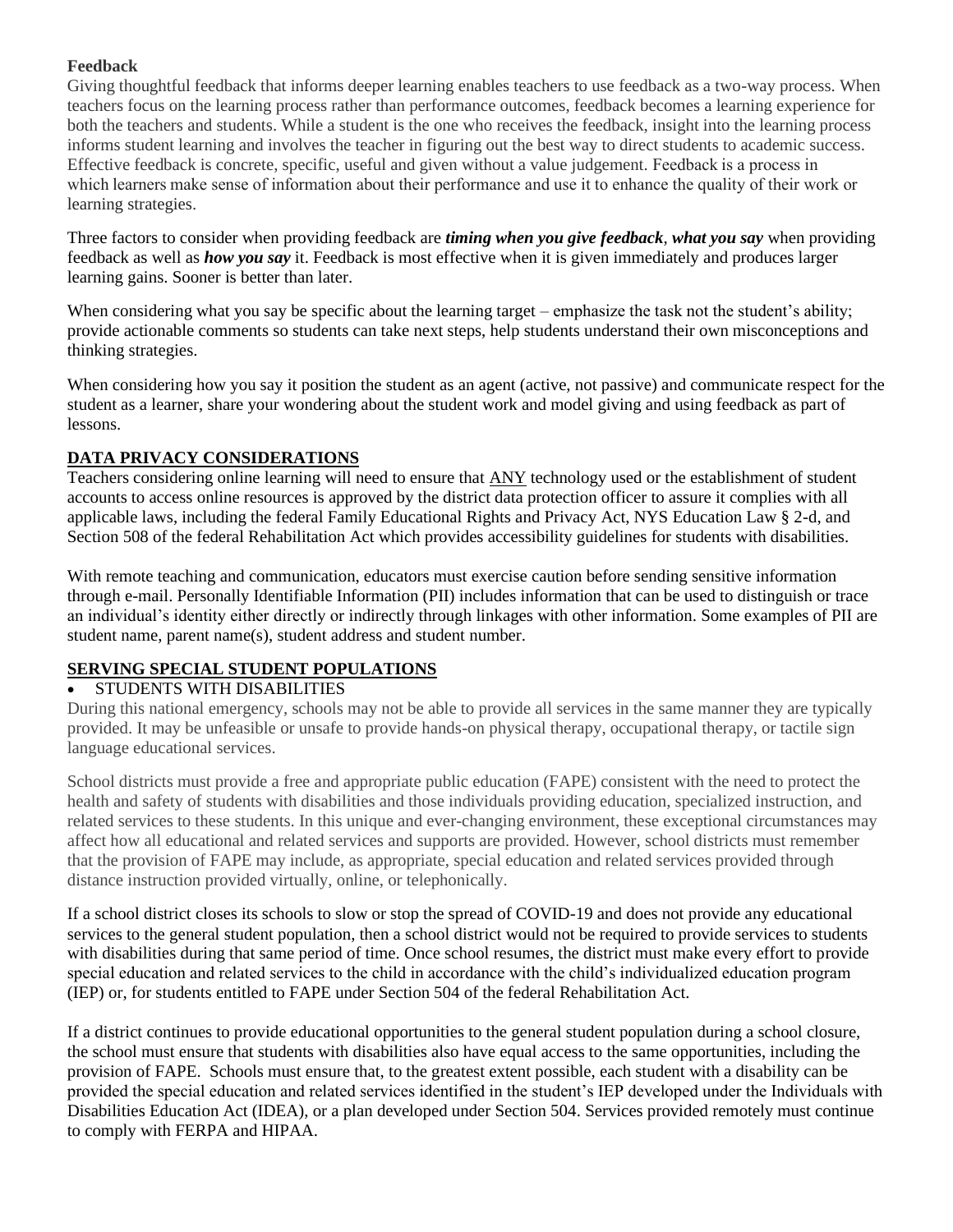**Feedback**

Giving thoughtful feedback that informs deeper learning enables teachers to use feedback as a two-way process. When teachers focus on the learning process rather than performance outcomes, feedback becomes a learning experience for both the teachers and students. While a student is the one who receives the feedback, insight into the learning process informs student learning and involves the teacher in figuring out the best way to direct students to academic success. Effective feedback is concrete, specific, useful and given without a value judgement. Feedback is a process in which learners make sense of information about their performance and use it to enhance the quality of their work or learning strategies.

Three factors to consider when providing feedback are ***timing when you give feedback***, ***what you say*** when providing feedback as well as ***how you say*** it. Feedback is most effective when it is given immediately and produces larger learning gains. Sooner is better than later.

When considering what you say be specific about the learning target – emphasize the task not the student's ability; provide actionable comments so students can take next steps, help students understand their own misconceptions and thinking strategies.

When considering how you say it position the student as an agent (active, not passive) and communicate respect for the student as a learner, share your wondering about the student work and model giving and using feedback as part of lessons.

## DATA PRIVACY CONSIDERATIONS

Teachers considering online learning will need to ensure that ANY technology used or the establishment of student accounts to access online resources is approved by the district data protection officer to assure it complies with all applicable laws, including the federal Family Educational Rights and Privacy Act, NYS Education Law § 2-d, and Section 508 of the federal Rehabilitation Act which provides accessibility guidelines for students with disabilities.

With remote teaching and communication, educators must exercise caution before sending sensitive information through e-mail. Personally Identifiable Information (PII) includes information that can be used to distinguish or trace an individual's identity either directly or indirectly through linkages with other information. Some examples of PII are student name, parent name(s), student address and student number.

## SERVING SPECIAL STUDENT POPULATIONS

- STUDENTS WITH DISABILITIES

During this national emergency, schools may not be able to provide all services in the same manner they are typically provided. It may be unfeasible or unsafe to provide hands-on physical therapy, occupational therapy, or tactile sign language educational services.

School districts must provide a free and appropriate public education (FAPE) consistent with the need to protect the health and safety of students with disabilities and those individuals providing education, specialized instruction, and related services to these students. In this unique and ever-changing environment, these exceptional circumstances may affect how all educational and related services and supports are provided. However, school districts must remember that the provision of FAPE may include, as appropriate, special education and related services provided through distance instruction provided virtually, online, or telephonically.

If a school district closes its schools to slow or stop the spread of COVID-19 and does not provide any educational services to the general student population, then a school district would not be required to provide services to students with disabilities during that same period of time. Once school resumes, the district must make every effort to provide special education and related services to the child in accordance with the child's individualized education program (IEP) or, for students entitled to FAPE under Section 504 of the federal Rehabilitation Act.

If a district continues to provide educational opportunities to the general student population during a school closure, the school must ensure that students with disabilities also have equal access to the same opportunities, including the provision of FAPE. Schools must ensure that, to the greatest extent possible, each student with a disability can be provided the special education and related services identified in the student's IEP developed under the Individuals with Disabilities Education Act (IDEA), or a plan developed under Section 504. Services provided remotely must continue to comply with FERPA and HIPAA.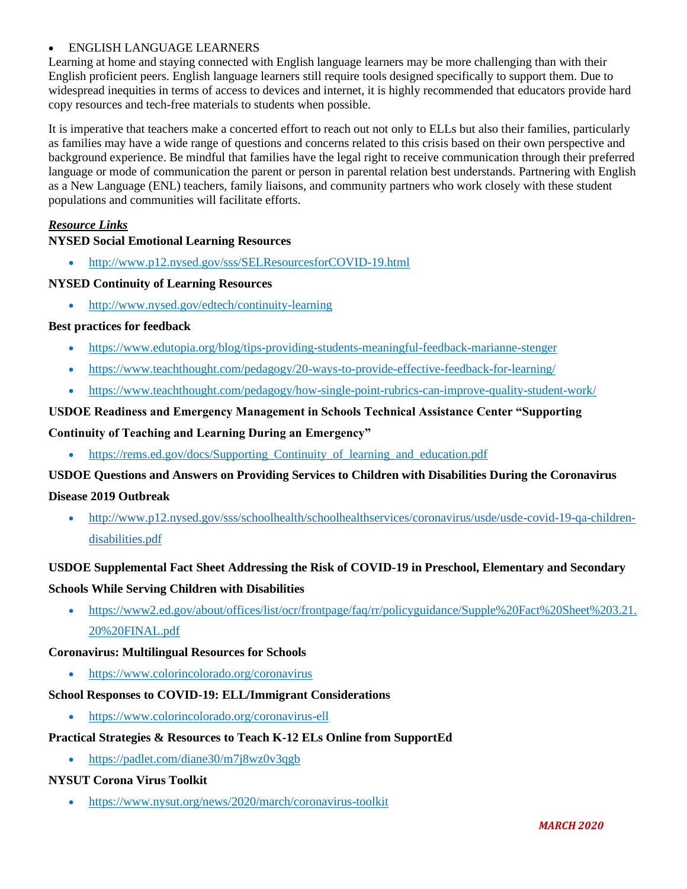- ENGLISH LANGUAGE LEARNERS

Learning at home and staying connected with English language learners may be more challenging than with their English proficient peers. English language learners still require tools designed specifically to support them. Due to widespread inequities in terms of access to devices and internet, it is highly recommended that educators provide hard copy resources and tech-free materials to students when possible.

It is imperative that teachers make a concerted effort to reach out not only to ELLs but also their families, particularly as families may have a wide range of questions and concerns related to this crisis based on their own perspective and background experience. Be mindful that families have the legal right to receive communication through their preferred language or mode of communication the parent or person in parental relation best understands. Partnering with English as a New Language (ENL) teachers, family liaisons, and community partners who work closely with these student populations and communities will facilitate efforts.

***Resource Links***

**NYSED Social Emotional Learning Resources**

- http://www.p12.nysed.gov/sss/SELResourcesforCOVID-19.html

**NYSED Continuity of Learning Resources**

- http://www.nysed.gov/edtech/continuity-learning

**Best practices for feedback**

- https://www.edutopia.org/blog/tips-providing-students-meaningful-feedback-marianne-stenger
- https://www.teachthought.com/pedagogy/20-ways-to-provide-effective-feedback-for-learning/
- https://www.teachthought.com/pedagogy/how-single-point-rubrics-can-improve-quality-student-work/

**USDOE Readiness and Emergency Management in Schools Technical Assistance Center "Supporting Continuity of Teaching and Learning During an Emergency"**

- https://rems.ed.gov/docs/Supporting_Continuity_of_learning_and_education.pdf

**USDOE Questions and Answers on Providing Services to Children with Disabilities During the Coronavirus Disease 2019 Outbreak**

- http://www.p12.nysed.gov/sss/schoolhealth/schoolhealthservices/coronavirus/usde/usde-covid-19-qa-children-disabilities.pdf

**USDOE Supplemental Fact Sheet Addressing the Risk of COVID-19 in Preschool, Elementary and Secondary Schools While Serving Children with Disabilities**

- https://www2.ed.gov/about/offices/list/ocr/frontpage/faq/rr/policyguidance/Supple%20Fact%20Sheet%203.21.20%20FINAL.pdf

**Coronavirus: Multilingual Resources for Schools**

- https://www.colorincolorado.org/coronavirus

**School Responses to COVID-19: ELL/Immigrant Considerations**

- https://www.colorincolorado.org/coronavirus-ell

**Practical Strategies & Resources to Teach K-12 ELs Online from SupportEd**

- https://padlet.com/diane30/m7j8wz0v3qgb

**NYSUT Corona Virus Toolkit**

- https://www.nysut.org/news/2020/march/coronavirus-toolkit

***MARCH 2020***